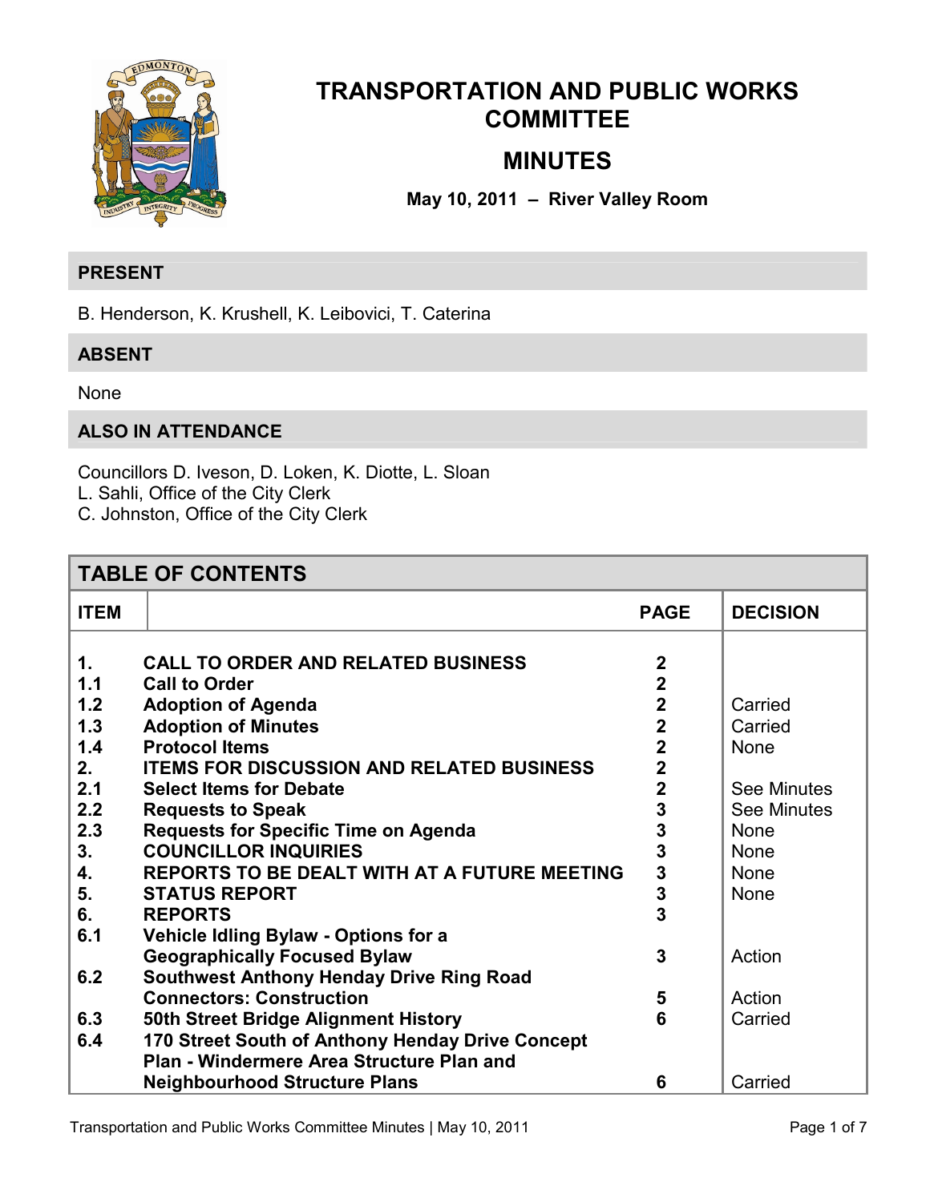# TRANSPORTATION AND PUBLIC WORKS COMMITTEE

# MINUTES

**May 10, 2011 – River Valley Room**

## PRESENT

B. Henderson, K. Krushell, K. Leibovici, T. Caterina

## ABSENT

None

## ALSO IN ATTENDANCE

Councillors D. Iveson, D. Loken, K. Diotte, L. Sloan
L. Sahli, Office of the City Clerk
C. Johnston, Office of the City Clerk

## TABLE OF CONTENTS

| ITEM | | PAGE | DECISION |
|---|---|---|---|
| **1.** | **CALL TO ORDER AND RELATED BUSINESS** | **2** | |
| **1.1** | **Call to Order** | **2** | |
| **1.2** | **Adoption of Agenda** | **2** | Carried |
| **1.3** | **Adoption of Minutes** | **2** | Carried |
| **1.4** | **Protocol Items** | **2** | None |
| **2.** | **ITEMS FOR DISCUSSION AND RELATED BUSINESS** | **2** | |
| **2.1** | **Select Items for Debate** | **2** | See Minutes |
| **2.2** | **Requests to Speak** | **3** | See Minutes |
| **2.3** | **Requests for Specific Time on Agenda** | **3** | None |
| **3.** | **COUNCILLOR INQUIRIES** | **3** | None |
| **4.** | **REPORTS TO BE DEALT WITH AT A FUTURE MEETING** | **3** | None |
| **5.** | **STATUS REPORT** | **3** | None |
| **6.** | **REPORTS** | **3** | |
| **6.1** | **Vehicle Idling Bylaw - Options for a Geographically Focused Bylaw** | **3** | Action |
| **6.2** | **Southwest Anthony Henday Drive Ring Road Connectors: Construction** | **5** | Action |
| **6.3** | **50th Street Bridge Alignment History** | **6** | Carried |
| **6.4** | **170 Street South of Anthony Henday Drive Concept Plan - Windermere Area Structure Plan and Neighbourhood Structure Plans** | **6** | Carried |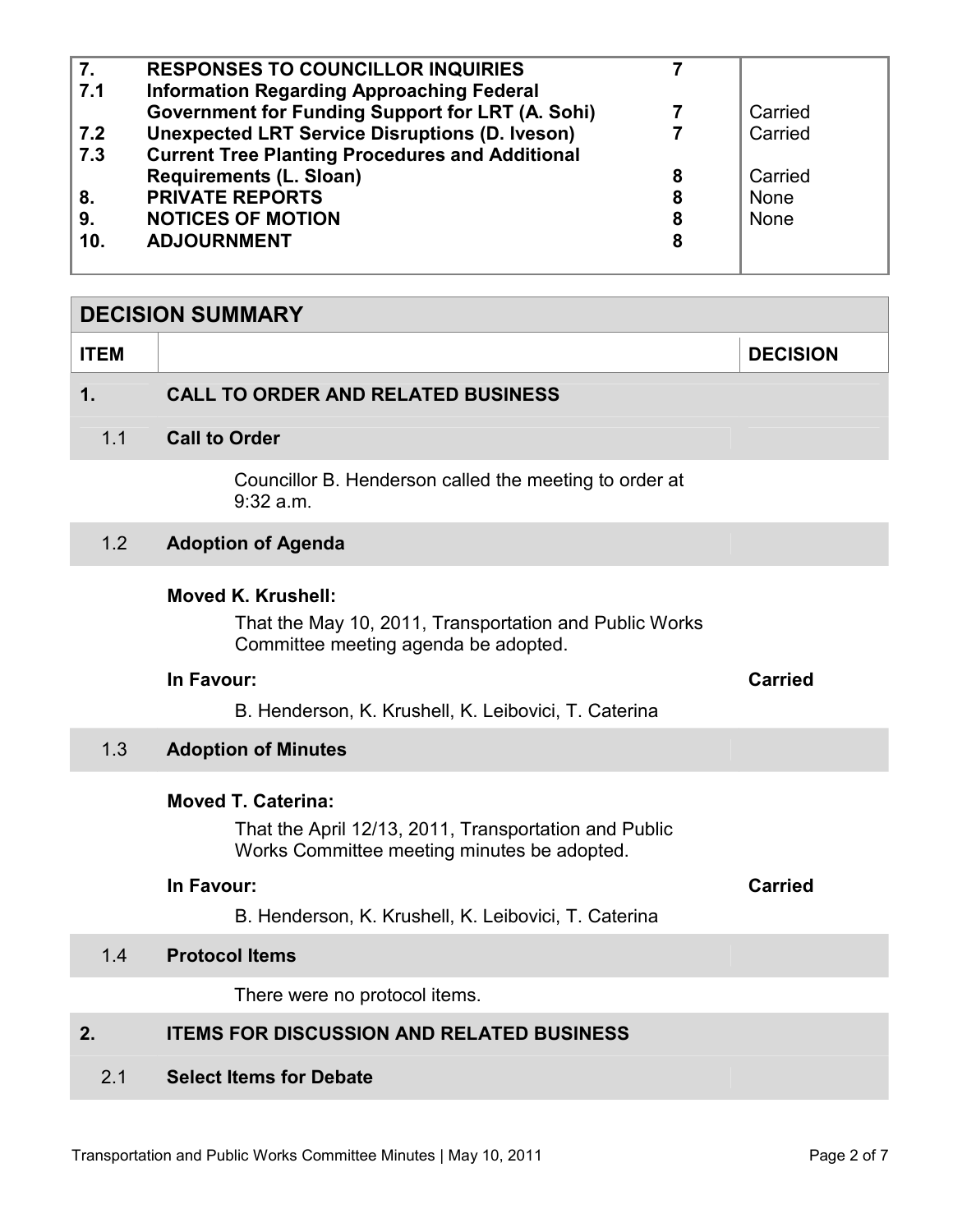| | | | |
|---|---|---|---|
| **7.** | **RESPONSES TO COUNCILLOR INQUIRIES** | **7** | |
| **7.1** | **Information Regarding Approaching Federal Government for Funding Support for LRT (A. Sohi)** | **7** | Carried |
| **7.2** | **Unexpected LRT Service Disruptions (D. Iveson)** | **7** | Carried |
| **7.3** | **Current Tree Planting Procedures and Additional Requirements (L. Sloan)** | **8** | Carried |
| **8.** | **PRIVATE REPORTS** | **8** | None |
| **9.** | **NOTICES OF MOTION** | **8** | None |
| **10.** | **ADJOURNMENT** | **8** | |

## DECISION SUMMARY

| ITEM | | DECISION |
|---|---|---|
| **1.** | **CALL TO ORDER AND RELATED BUSINESS** | |
| 1.1 | **Call to Order** | |

Councillor B. Henderson called the meeting to order at 9:32 a.m.

| | | |
|---|---|---|
| 1.2 | **Adoption of Agenda** | |

**Moved K. Krushell:**

That the May 10, 2011, Transportation and Public Works Committee meeting agenda be adopted.

**In Favour:** — **Carried**

B. Henderson, K. Krushell, K. Leibovici, T. Caterina

| | | |
|---|---|---|
| 1.3 | **Adoption of Minutes** | |

**Moved T. Caterina:**

That the April 12/13, 2011, Transportation and Public Works Committee meeting minutes be adopted.

**In Favour:** — **Carried**

B. Henderson, K. Krushell, K. Leibovici, T. Caterina

| | | |
|---|---|---|
| 1.4 | **Protocol Items** | |

There were no protocol items.

| | | |
|---|---|---|
| **2.** | **ITEMS FOR DISCUSSION AND RELATED BUSINESS** | |
| 2.1 | **Select Items for Debate** | |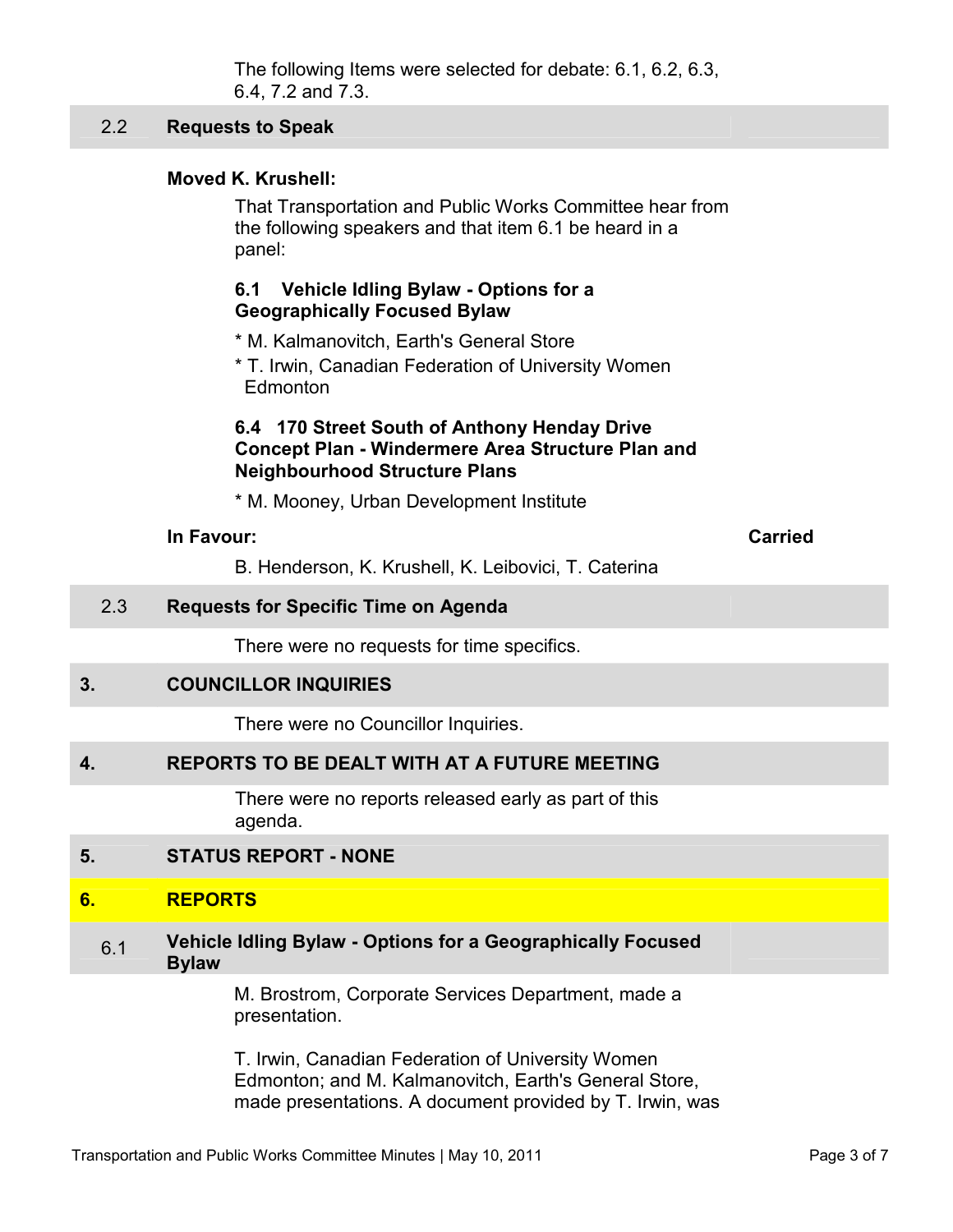The following Items were selected for debate: 6.1, 6.2, 6.3, 6.4, 7.2 and 7.3.

## 2.2 Requests to Speak

**Moved K. Krushell:**

That Transportation and Public Works Committee hear from the following speakers and that item 6.1 be heard in a panel:

**6.1 Vehicle Idling Bylaw - Options for a Geographically Focused Bylaw**

* M. Kalmanovitch, Earth's General Store
* T. Irwin, Canadian Federation of University Women Edmonton

**6.4 170 Street South of Anthony Henday Drive Concept Plan - Windermere Area Structure Plan and Neighbourhood Structure Plans**

* M. Mooney, Urban Development Institute

**In Favour:** **Carried**

B. Henderson, K. Krushell, K. Leibovici, T. Caterina

## 2.3 Requests for Specific Time on Agenda

There were no requests for time specifics.

## 3. COUNCILLOR INQUIRIES

There were no Councillor Inquiries.

## 4. REPORTS TO BE DEALT WITH AT A FUTURE MEETING

There were no reports released early as part of this agenda.

## 5. STATUS REPORT - NONE

## 6. REPORTS

### 6.1 Vehicle Idling Bylaw - Options for a Geographically Focused Bylaw

M. Brostrom, Corporate Services Department, made a presentation.

T. Irwin, Canadian Federation of University Women Edmonton; and M. Kalmanovitch, Earth's General Store, made presentations. A document provided by T. Irwin, was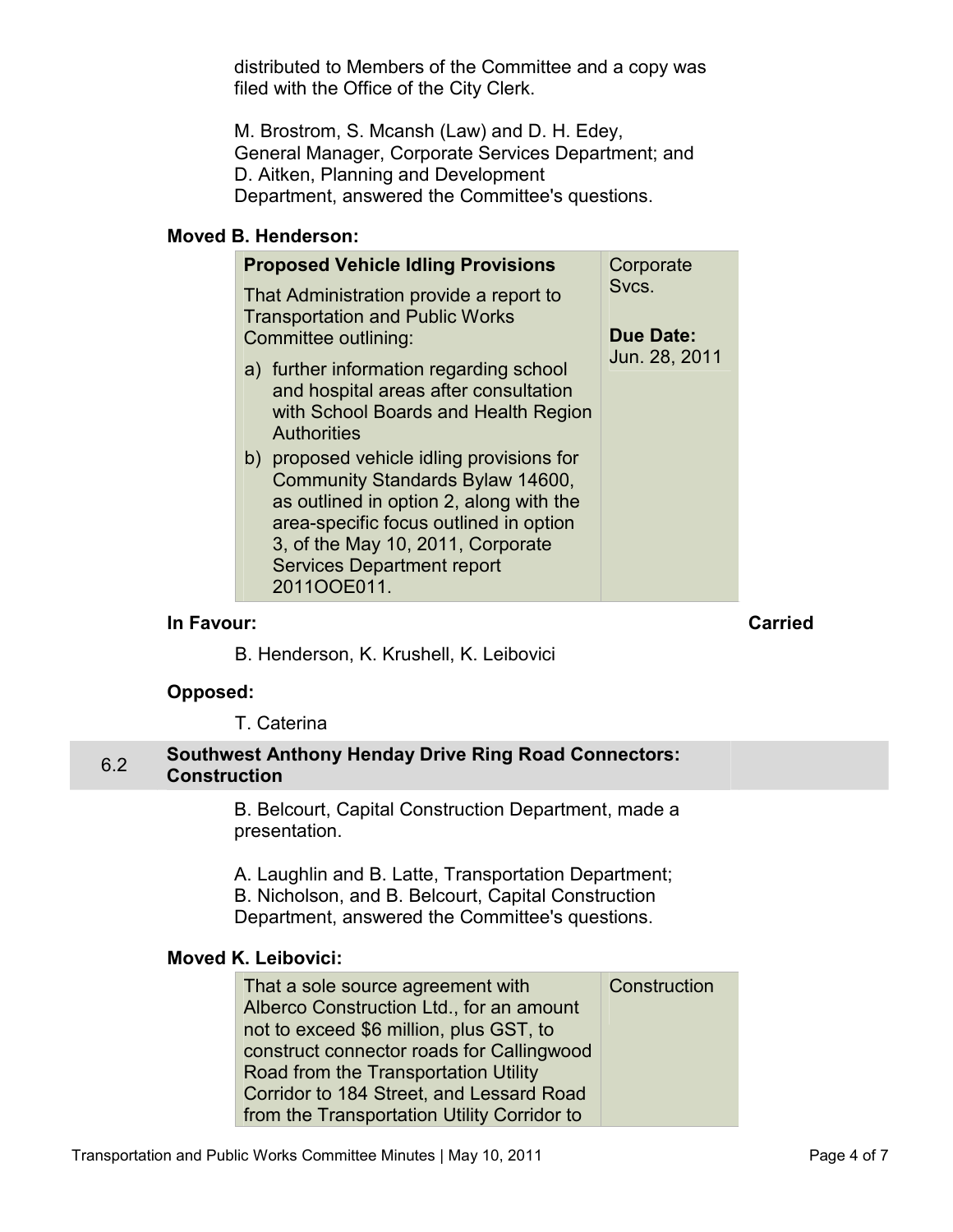distributed to Members of the Committee and a copy was filed with the Office of the City Clerk.

M. Brostrom, S. Mcansh (Law) and D. H. Edey, General Manager, Corporate Services Department; and D. Aitken, Planning and Development Department, answered the Committee's questions.

**Moved B. Henderson:**

| **Proposed Vehicle Idling Provisions**<br>That Administration provide a report to Transportation and Public Works Committee outlining:<br>a) further information regarding school and hospital areas after consultation with School Boards and Health Region Authorities<br>b) proposed vehicle idling provisions for Community Standards Bylaw 14600, as outlined in option 2, along with the area-specific focus outlined in option 3, of the May 10, 2011, Corporate Services Department report 2011OOE011. | Corporate Svcs.<br><br>**Due Date:** Jun. 28, 2011 |
|---|---|

**In Favour:** **Carried**

B. Henderson, K. Krushell, K. Leibovici

**Opposed:**

T. Caterina

## 6.2 Southwest Anthony Henday Drive Ring Road Connectors: Construction

B. Belcourt, Capital Construction Department, made a presentation.

A. Laughlin and B. Latte, Transportation Department; B. Nicholson, and B. Belcourt, Capital Construction Department, answered the Committee's questions.

**Moved K. Leibovici:**

| That a sole source agreement with Alberco Construction Ltd., for an amount not to exceed $6 million, plus GST, to construct connector roads for Callingwood Road from the Transportation Utility Corridor to 184 Street, and Lessard Road from the Transportation Utility Corridor to | Construction |
|---|---|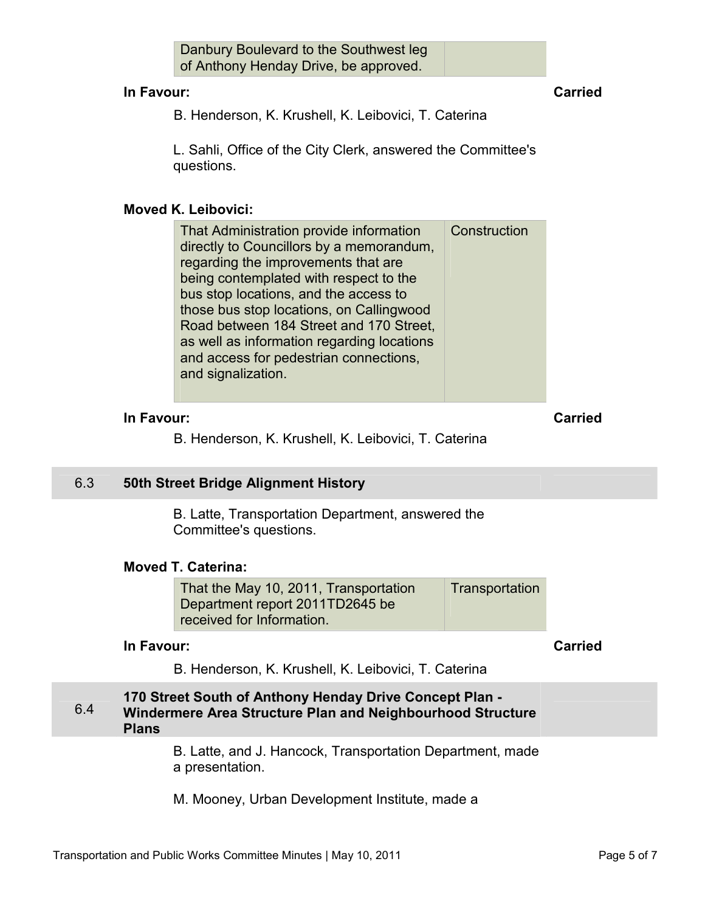| Danbury Boulevard to the Southwest leg of Anthony Henday Drive, be approved. | |
|---|---|

**In Favour:** **Carried**

B. Henderson, K. Krushell, K. Leibovici, T. Caterina

L. Sahli, Office of the City Clerk, answered the Committee's questions.

**Moved K. Leibovici:**

| That Administration provide information directly to Councillors by a memorandum, regarding the improvements that are being contemplated with respect to the bus stop locations, and the access to those bus stop locations, on Callingwood Road between 184 Street and 170 Street, as well as information regarding locations and access for pedestrian connections, and signalization. | Construction |
|---|---|

**In Favour:** **Carried**

B. Henderson, K. Krushell, K. Leibovici, T. Caterina

## 6.3 50th Street Bridge Alignment History

B. Latte, Transportation Department, answered the Committee's questions.

**Moved T. Caterina:**

| That the May 10, 2011, Transportation Department report 2011TD2645 be received for Information. | Transportation |
|---|---|

**In Favour:** **Carried**

B. Henderson, K. Krushell, K. Leibovici, T. Caterina

## 6.4 170 Street South of Anthony Henday Drive Concept Plan - Windermere Area Structure Plan and Neighbourhood Structure Plans

B. Latte, and J. Hancock, Transportation Department, made a presentation.

M. Mooney, Urban Development Institute, made a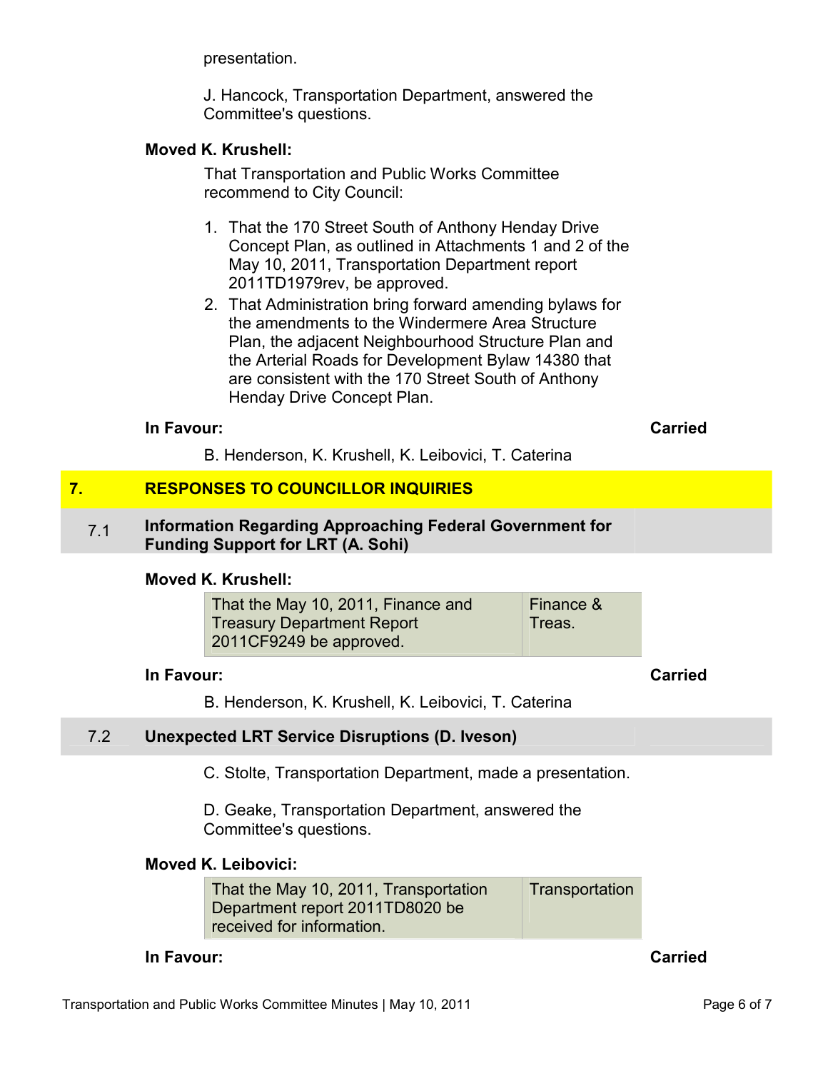presentation.

J. Hancock, Transportation Department, answered the Committee's questions.

**Moved K. Krushell:**

That Transportation and Public Works Committee recommend to City Council:

1. That the 170 Street South of Anthony Henday Drive Concept Plan, as outlined in Attachments 1 and 2 of the May 10, 2011, Transportation Department report 2011TD1979rev, be approved.
2. That Administration bring forward amending bylaws for the amendments to the Windermere Area Structure Plan, the adjacent Neighbourhood Structure Plan and the Arterial Roads for Development Bylaw 14380 that are consistent with the 170 Street South of Anthony Henday Drive Concept Plan.

**In Favour:** **Carried**

B. Henderson, K. Krushell, K. Leibovici, T. Caterina

## 7. RESPONSES TO COUNCILLOR INQUIRIES

### 7.1 Information Regarding Approaching Federal Government for Funding Support for LRT (A. Sohi)

**Moved K. Krushell:**

| That the May 10, 2011, Finance and Treasury Department Report 2011CF9249 be approved. | Finance & Treas. |
|---|---|

**In Favour:** **Carried**

B. Henderson, K. Krushell, K. Leibovici, T. Caterina

### 7.2 Unexpected LRT Service Disruptions (D. Iveson)

C. Stolte, Transportation Department, made a presentation.

D. Geake, Transportation Department, answered the Committee's questions.

**Moved K. Leibovici:**

| That the May 10, 2011, Transportation Department report 2011TD8020 be received for information. | Transportation |
|---|---|

**In Favour:** **Carried**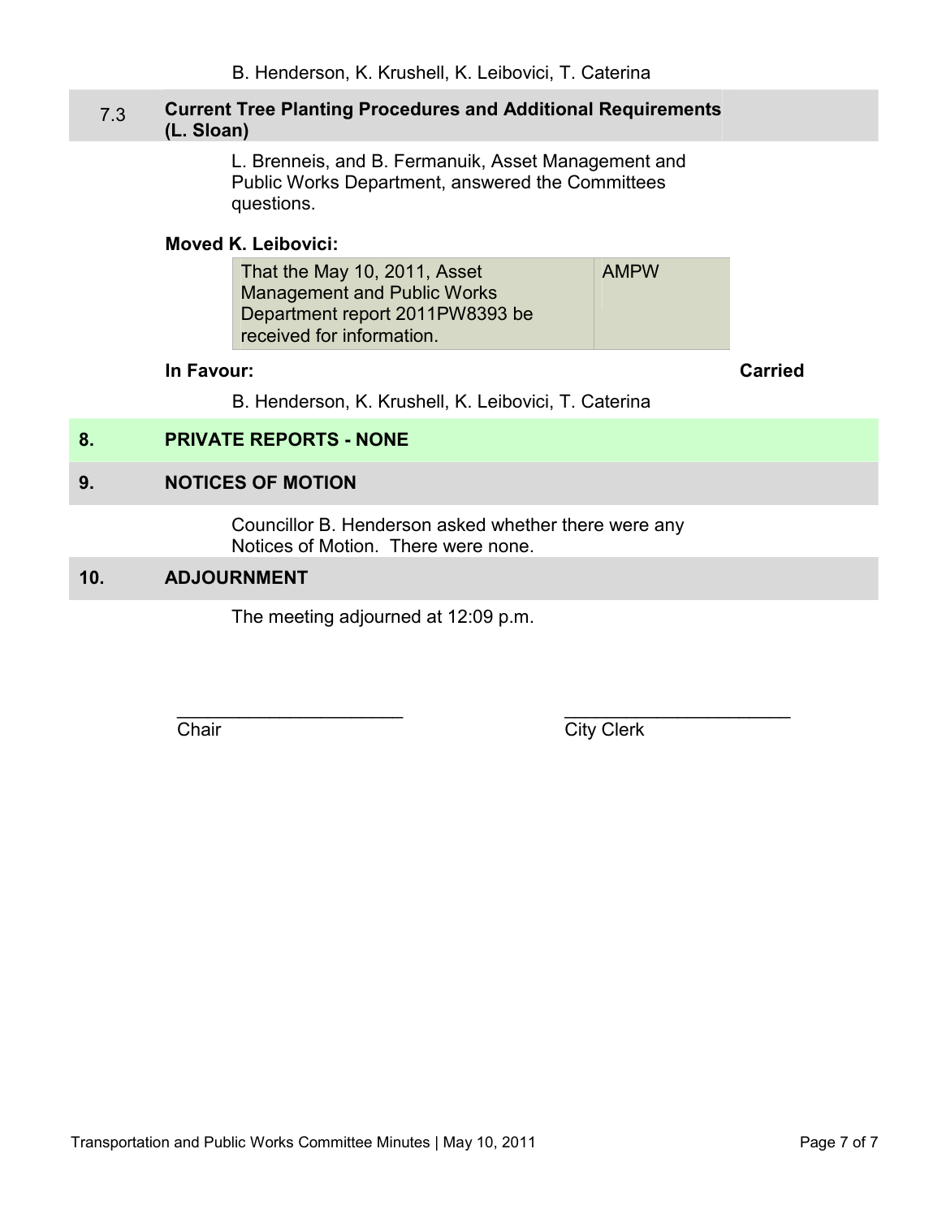B. Henderson, K. Krushell, K. Leibovici, T. Caterina

## 7.3 Current Tree Planting Procedures and Additional Requirements (L. Sloan)

L. Brenneis, and B. Fermanuik, Asset Management and Public Works Department, answered the Committees questions.

**Moved K. Leibovici:**

| | |
|---|---|
| That the May 10, 2011, Asset Management and Public Works Department report 2011PW8393 be received for information. | AMPW |

**In Favour:** **Carried**

B. Henderson, K. Krushell, K. Leibovici, T. Caterina

## 8. PRIVATE REPORTS - NONE

## 9. NOTICES OF MOTION

Councillor B. Henderson asked whether there were any Notices of Motion. There were none.

## 10. ADJOURNMENT

The meeting adjourned at 12:09 p.m.

______________________ Chair

______________________ City Clerk